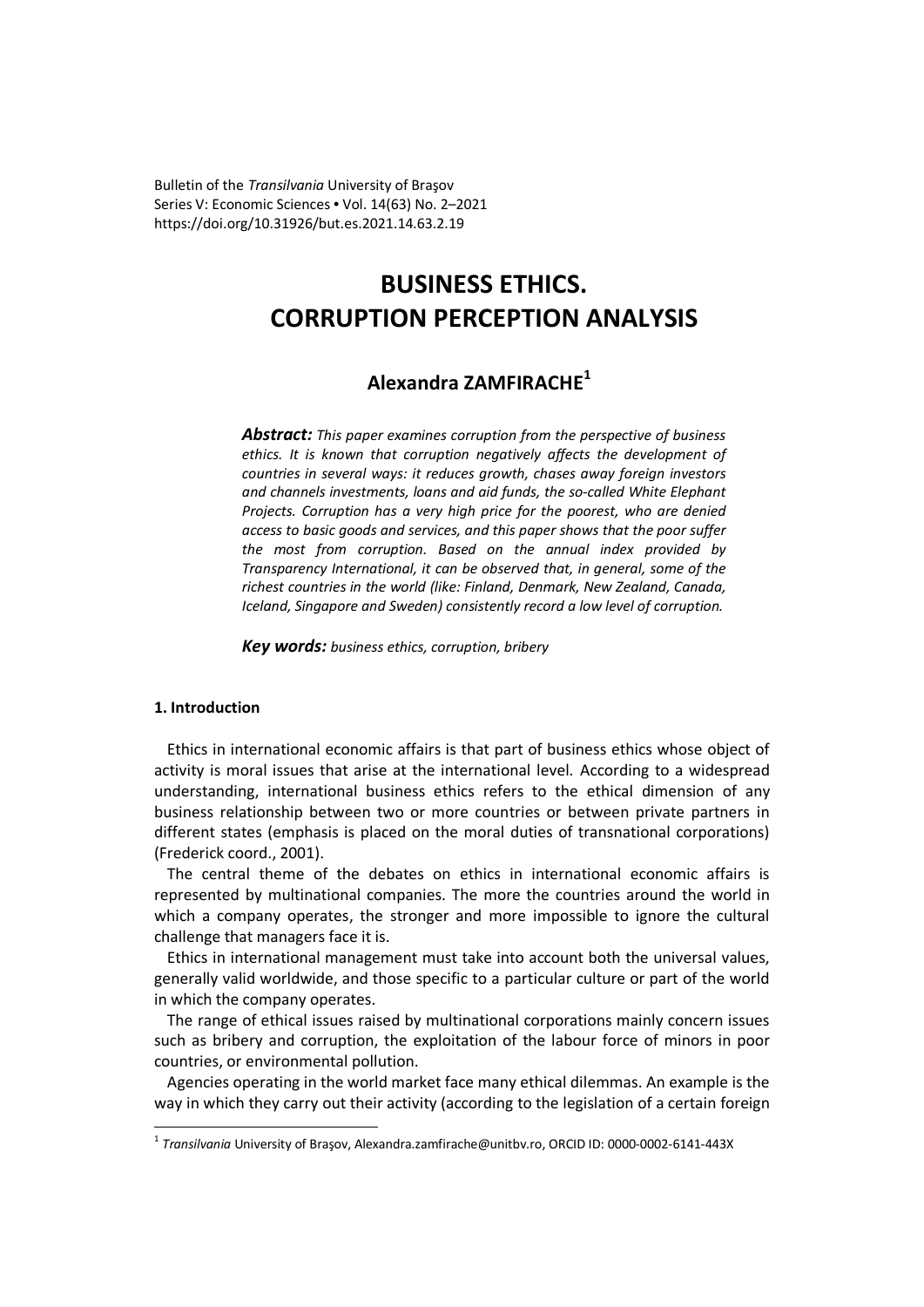Bulletin of the *Transilvania* University of Braşov
Series V: Economic Sciences • Vol. 14(63) No. 2–2021
https://doi.org/10.31926/but.es.2021.14.63.2.19

# BUSINESS ETHICS. CORRUPTION PERCEPTION ANALYSIS

## Alexandra ZAMFIRACHE[1]

***Abstract:*** *This paper examines corruption from the perspective of business ethics. It is known that corruption negatively affects the development of countries in several ways: it reduces growth, chases away foreign investors and channels investments, loans and aid funds, the so-called White Elephant Projects. Corruption has a very high price for the poorest, who are denied access to basic goods and services, and this paper shows that the poor suffer the most from corruption. Based on the annual index provided by Transparency International, it can be observed that, in general, some of the richest countries in the world (like: Finland, Denmark, New Zealand, Canada, Iceland, Singapore and Sweden) consistently record a low level of corruption.*

***Key words:*** *business ethics, corruption, bribery*

### 1. Introduction

Ethics in international economic affairs is that part of business ethics whose object of activity is moral issues that arise at the international level. According to a widespread understanding, international business ethics refers to the ethical dimension of any business relationship between two or more countries or between private partners in different states (emphasis is placed on the moral duties of transnational corporations) (Frederick coord., 2001).

The central theme of the debates on ethics in international economic affairs is represented by multinational companies. The more the countries around the world in which a company operates, the stronger and more impossible to ignore the cultural challenge that managers face it is.

Ethics in international management must take into account both the universal values, generally valid worldwide, and those specific to a particular culture or part of the world in which the company operates.

The range of ethical issues raised by multinational corporations mainly concern issues such as bribery and corruption, the exploitation of the labour force of minors in poor countries, or environmental pollution.

Agencies operating in the world market face many ethical dilemmas. An example is the way in which they carry out their activity (according to the legislation of a certain foreign

---

[1] *Transilvania* University of Braşov, Alexandra.zamfirache@unitbv.ro, ORCID ID: 0000-0002-6141-443X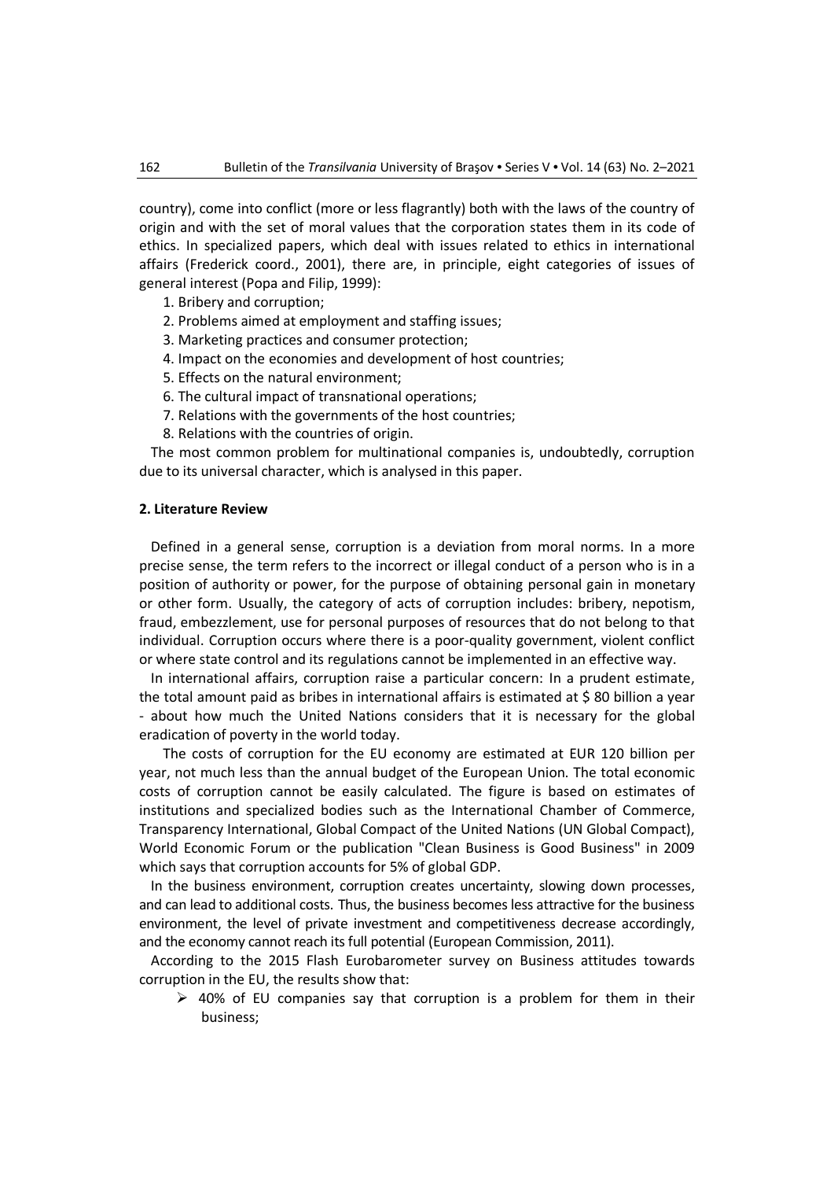country), come into conflict (more or less flagrantly) both with the laws of the country of origin and with the set of moral values that the corporation states them in its code of ethics. In specialized papers, which deal with issues related to ethics in international affairs (Frederick coord., 2001), there are, in principle, eight categories of issues of general interest (Popa and Filip, 1999):

1. Bribery and corruption;
2. Problems aimed at employment and staffing issues;
3. Marketing practices and consumer protection;
4. Impact on the economies and development of host countries;
5. Effects on the natural environment;
6. The cultural impact of transnational operations;
7. Relations with the governments of the host countries;
8. Relations with the countries of origin.

The most common problem for multinational companies is, undoubtedly, corruption due to its universal character, which is analysed in this paper.

## 2. Literature Review

Defined in a general sense, corruption is a deviation from moral norms. In a more precise sense, the term refers to the incorrect or illegal conduct of a person who is in a position of authority or power, for the purpose of obtaining personal gain in monetary or other form. Usually, the category of acts of corruption includes: bribery, nepotism, fraud, embezzlement, use for personal purposes of resources that do not belong to that individual. Corruption occurs where there is a poor-quality government, violent conflict or where state control and its regulations cannot be implemented in an effective way.

In international affairs, corruption raise a particular concern: In a prudent estimate, the total amount paid as bribes in international affairs is estimated at $ 80 billion a year - about how much the United Nations considers that it is necessary for the global eradication of poverty in the world today.

The costs of corruption for the EU economy are estimated at EUR 120 billion per year, not much less than the annual budget of the European Union. The total economic costs of corruption cannot be easily calculated. The figure is based on estimates of institutions and specialized bodies such as the International Chamber of Commerce, Transparency International, Global Compact of the United Nations (UN Global Compact), World Economic Forum or the publication "Clean Business is Good Business" in 2009 which says that corruption accounts for 5% of global GDP.

In the business environment, corruption creates uncertainty, slowing down processes, and can lead to additional costs. Thus, the business becomes less attractive for the business environment, the level of private investment and competitiveness decrease accordingly, and the economy cannot reach its full potential (European Commission, 2011).

According to the 2015 Flash Eurobarometer survey on Business attitudes towards corruption in the EU, the results show that:

- 40% of EU companies say that corruption is a problem for them in their business;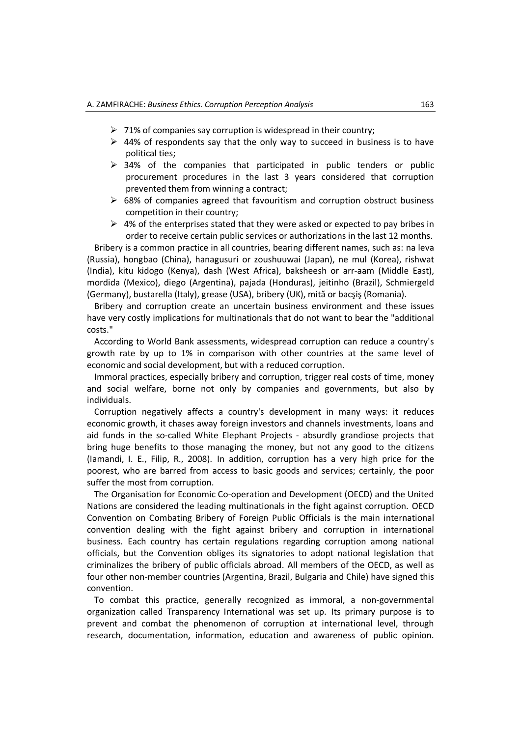- 71% of companies say corruption is widespread in their country;
- 44% of respondents say that the only way to succeed in business is to have political ties;
- 34% of the companies that participated in public tenders or public procurement procedures in the last 3 years considered that corruption prevented them from winning a contract;
- 68% of companies agreed that favouritism and corruption obstruct business competition in their country;
- 4% of the enterprises stated that they were asked or expected to pay bribes in order to receive certain public services or authorizations in the last 12 months.

Bribery is a common practice in all countries, bearing different names, such as: na leva (Russia), hongbao (China), hanagusuri or zoushuuwai (Japan), ne mul (Korea), rishwat (India), kitu kidogo (Kenya), dash (West Africa), baksheesh or arr-aam (Middle East), mordida (Mexico), diego (Argentina), pajada (Honduras), jeitinho (Brazil), Schmiergeld (Germany), bustarella (Italy), grease (USA), bribery (UK), mită or bacşiş (Romania).

Bribery and corruption create an uncertain business environment and these issues have very costly implications for multinationals that do not want to bear the "additional costs."

According to World Bank assessments, widespread corruption can reduce a country's growth rate by up to 1% in comparison with other countries at the same level of economic and social development, but with a reduced corruption.

Immoral practices, especially bribery and corruption, trigger real costs of time, money and social welfare, borne not only by companies and governments, but also by individuals.

Corruption negatively affects a country's development in many ways: it reduces economic growth, it chases away foreign investors and channels investments, loans and aid funds in the so-called White Elephant Projects - absurdly grandiose projects that bring huge benefits to those managing the money, but not any good to the citizens (Iamandi, I. E., Filip, R., 2008). In addition, corruption has a very high price for the poorest, who are barred from access to basic goods and services; certainly, the poor suffer the most from corruption.

The Organisation for Economic Co-operation and Development (OECD) and the United Nations are considered the leading multinationals in the fight against corruption. OECD Convention on Combating Bribery of Foreign Public Officials is the main international convention dealing with the fight against bribery and corruption in international business. Each country has certain regulations regarding corruption among national officials, but the Convention obliges its signatories to adopt national legislation that criminalizes the bribery of public officials abroad. All members of the OECD, as well as four other non-member countries (Argentina, Brazil, Bulgaria and Chile) have signed this convention.

To combat this practice, generally recognized as immoral, a non-governmental organization called Transparency International was set up. Its primary purpose is to prevent and combat the phenomenon of corruption at international level, through research, documentation, information, education and awareness of public opinion.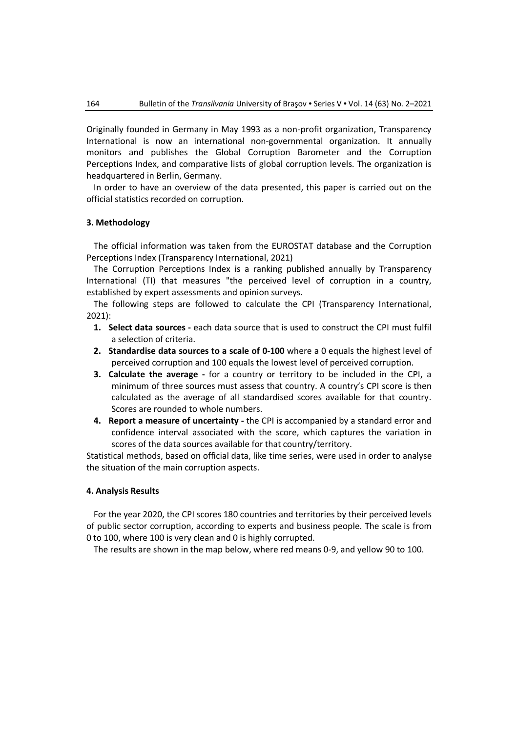Originally founded in Germany in May 1993 as a non-profit organization, Transparency International is now an international non-governmental organization. It annually monitors and publishes the Global Corruption Barometer and the Corruption Perceptions Index, and comparative lists of global corruption levels. The organization is headquartered in Berlin, Germany.

In order to have an overview of the data presented, this paper is carried out on the official statistics recorded on corruption.

## 3. Methodology

The official information was taken from the EUROSTAT database and the Corruption Perceptions Index (Transparency International, 2021)

The Corruption Perceptions Index is a ranking published annually by Transparency International (TI) that measures "the perceived level of corruption in a country, established by expert assessments and opinion surveys.

The following steps are followed to calculate the CPI (Transparency International, 2021):

1. **Select data sources -** each data source that is used to construct the CPI must fulfil a selection of criteria.
2. **Standardise data sources to a scale of 0-100** where a 0 equals the highest level of perceived corruption and 100 equals the lowest level of perceived corruption.
3. **Calculate the average -** for a country or territory to be included in the CPI, a minimum of three sources must assess that country. A country's CPI score is then calculated as the average of all standardised scores available for that country. Scores are rounded to whole numbers.
4. **Report a measure of uncertainty -** the CPI is accompanied by a standard error and confidence interval associated with the score, which captures the variation in scores of the data sources available for that country/territory.

Statistical methods, based on official data, like time series, were used in order to analyse the situation of the main corruption aspects.

## 4. Analysis Results

For the year 2020, the CPI scores 180 countries and territories by their perceived levels of public sector corruption, according to experts and business people. The scale is from 0 to 100, where 100 is very clean and 0 is highly corrupted.

The results are shown in the map below, where red means 0-9, and yellow 90 to 100.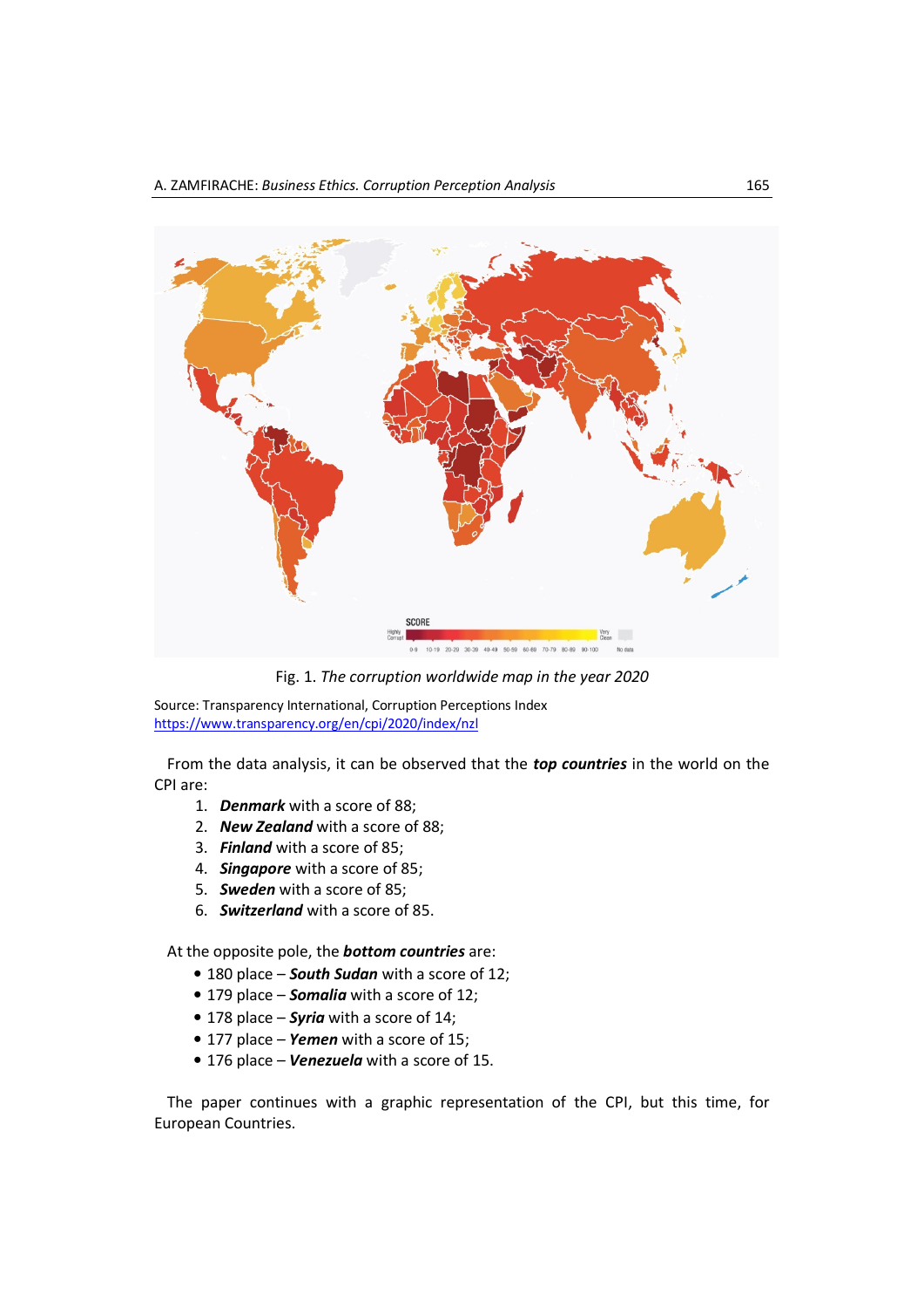Fig. 1. *The corruption worldwide map in the year 2020*

Source: Transparency International, Corruption Perceptions Index
https://www.transparency.org/en/cpi/2020/index/nzl

From the data analysis, it can be observed that the ***top countries*** in the world on the CPI are:

1. ***Denmark*** with a score of 88;
2. ***New Zealand*** with a score of 88;
3. ***Finland*** with a score of 85;
4. ***Singapore*** with a score of 85;
5. ***Sweden*** with a score of 85;
6. ***Switzerland*** with a score of 85.

At the opposite pole, the ***bottom countries*** are:

- 180 place – ***South Sudan*** with a score of 12;
- 179 place – ***Somalia*** with a score of 12;
- 178 place – ***Syria*** with a score of 14;
- 177 place – ***Yemen*** with a score of 15;
- 176 place – ***Venezuela*** with a score of 15.

The paper continues with a graphic representation of the CPI, but this time, for European Countries.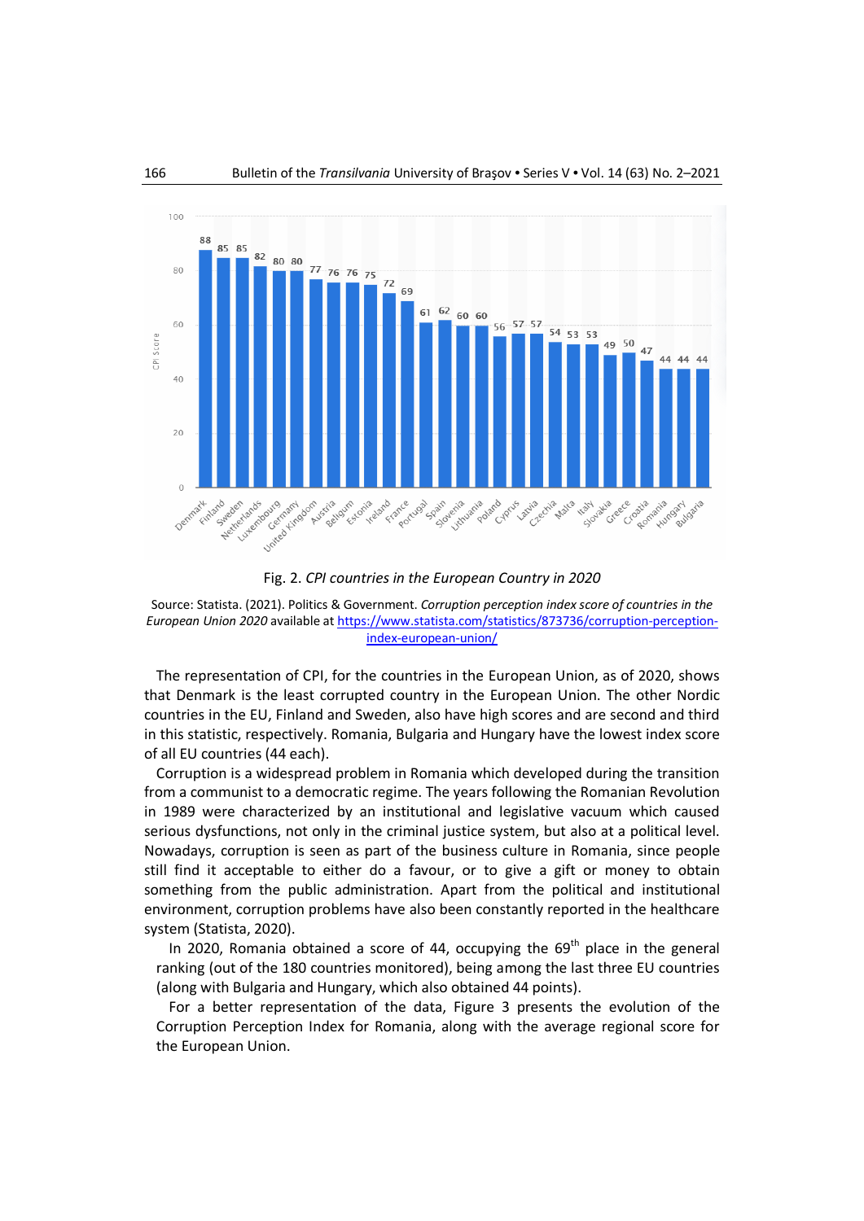Fig. 2. *CPI countries in the European Country in 2020*

Source: Statista. (2021). Politics & Government. *Corruption perception index score of countries in the European Union 2020* available at https://www.statista.com/statistics/873736/corruption-perception-index-european-union/

The representation of CPI, for the countries in the European Union, as of 2020, shows that Denmark is the least corrupted country in the European Union. The other Nordic countries in the EU, Finland and Sweden, also have high scores and are second and third in this statistic, respectively. Romania, Bulgaria and Hungary have the lowest index score of all EU countries (44 each).

Corruption is a widespread problem in Romania which developed during the transition from a communist to a democratic regime. The years following the Romanian Revolution in 1989 were characterized by an institutional and legislative vacuum which caused serious dysfunctions, not only in the criminal justice system, but also at a political level. Nowadays, corruption is seen as part of the business culture in Romania, since people still find it acceptable to either do a favour, or to give a gift or money to obtain something from the public administration. Apart from the political and institutional environment, corruption problems have also been constantly reported in the healthcare system (Statista, 2020).

In 2020, Romania obtained a score of 44, occupying the 69th place in the general ranking (out of the 180 countries monitored), being among the last three EU countries (along with Bulgaria and Hungary, which also obtained 44 points).

For a better representation of the data, Figure 3 presents the evolution of the Corruption Perception Index for Romania, along with the average regional score for the European Union.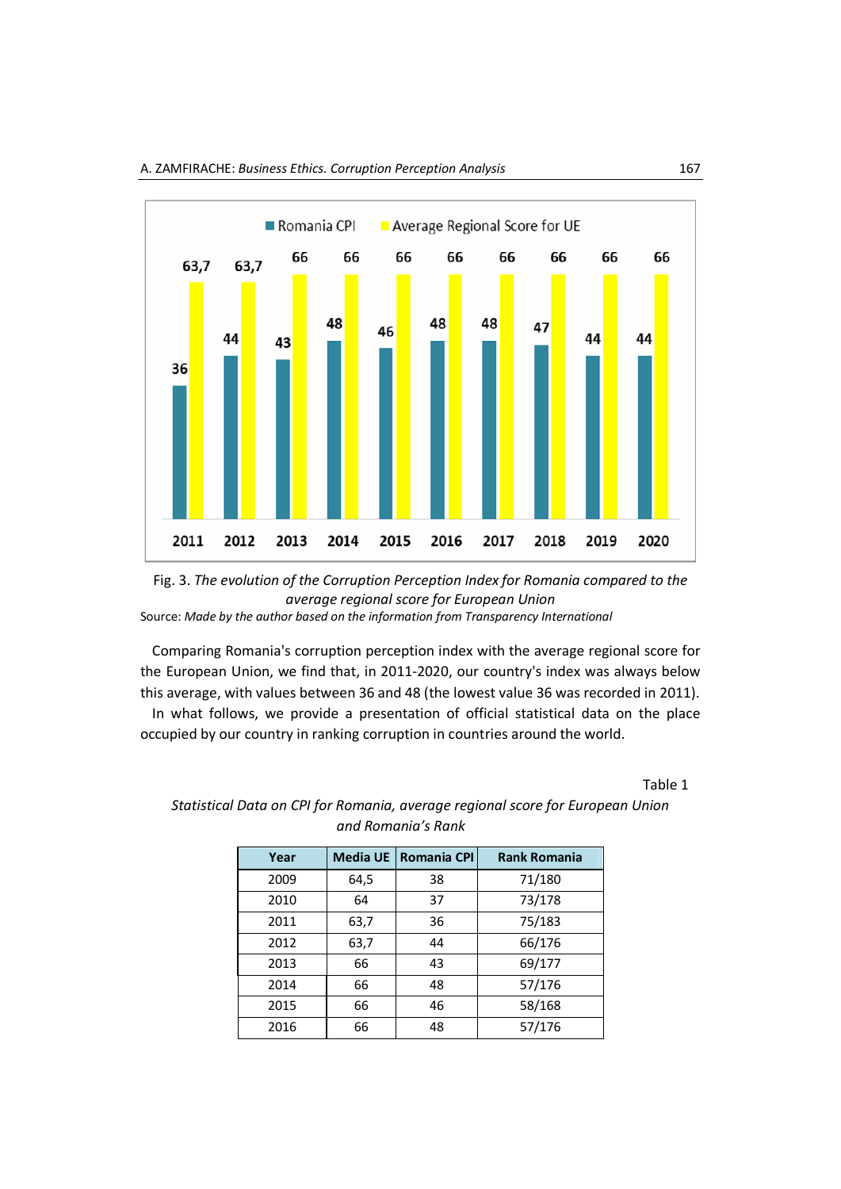Fig. 3. *The evolution of the Corruption Perception Index for Romania compared to the average regional score for European Union*

Source: *Made by the author based on the information from Transparency International*

Comparing Romania's corruption perception index with the average regional score for the European Union, we find that, in 2011-2020, our country's index was always below this average, with values between 36 and 48 (the lowest value 36 was recorded in 2011).

In what follows, we provide a presentation of official statistical data on the place occupied by our country in ranking corruption in countries around the world.

Table 1

*Statistical Data on CPI for Romania, average regional score for European Union and Romania's Rank*

| Year | Media UE | Romania CPI | Rank Romania |
|---|---|---|---|
| 2009 | 64,5 | 38 | 71/180 |
| 2010 | 64 | 37 | 73/178 |
| 2011 | 63,7 | 36 | 75/183 |
| 2012 | 63,7 | 44 | 66/176 |
| 2013 | 66 | 43 | 69/177 |
| 2014 | 66 | 48 | 57/176 |
| 2015 | 66 | 46 | 58/168 |
| 2016 | 66 | 48 | 57/176 |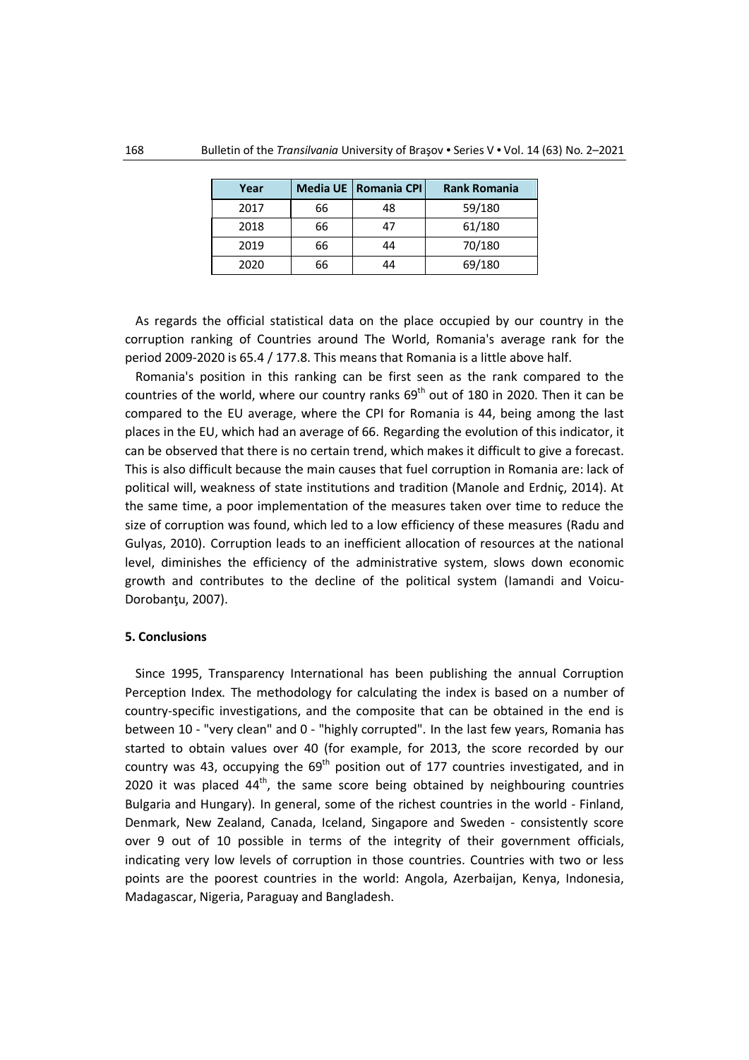| Year | Media UE | Romania CPI | Rank Romania |
|---|---|---|---|
| 2017 | 66 | 48 | 59/180 |
| 2018 | 66 | 47 | 61/180 |
| 2019 | 66 | 44 | 70/180 |
| 2020 | 66 | 44 | 69/180 |

As regards the official statistical data on the place occupied by our country in the corruption ranking of Countries around The World, Romania's average rank for the period 2009-2020 is 65.4 / 177.8. This means that Romania is a little above half.

Romania's position in this ranking can be first seen as the rank compared to the countries of the world, where our country ranks 69th out of 180 in 2020. Then it can be compared to the EU average, where the CPI for Romania is 44, being among the last places in the EU, which had an average of 66. Regarding the evolution of this indicator, it can be observed that there is no certain trend, which makes it difficult to give a forecast. This is also difficult because the main causes that fuel corruption in Romania are: lack of political will, weakness of state institutions and tradition (Manole and Erdniç, 2014). At the same time, a poor implementation of the measures taken over time to reduce the size of corruption was found, which led to a low efficiency of these measures (Radu and Gulyas, 2010). Corruption leads to an inefficient allocation of resources at the national level, diminishes the efficiency of the administrative system, slows down economic growth and contributes to the decline of the political system (Iamandi and Voicu-Dorobanţu, 2007).

## 5. Conclusions

Since 1995, Transparency International has been publishing the annual Corruption Perception Index. The methodology for calculating the index is based on a number of country-specific investigations, and the composite that can be obtained in the end is between 10 - "very clean" and 0 - "highly corrupted". In the last few years, Romania has started to obtain values over 40 (for example, for 2013, the score recorded by our country was 43, occupying the 69th position out of 177 countries investigated, and in 2020 it was placed 44th, the same score being obtained by neighbouring countries Bulgaria and Hungary). In general, some of the richest countries in the world - Finland, Denmark, New Zealand, Canada, Iceland, Singapore and Sweden - consistently score over 9 out of 10 possible in terms of the integrity of their government officials, indicating very low levels of corruption in those countries. Countries with two or less points are the poorest countries in the world: Angola, Azerbaijan, Kenya, Indonesia, Madagascar, Nigeria, Paraguay and Bangladesh.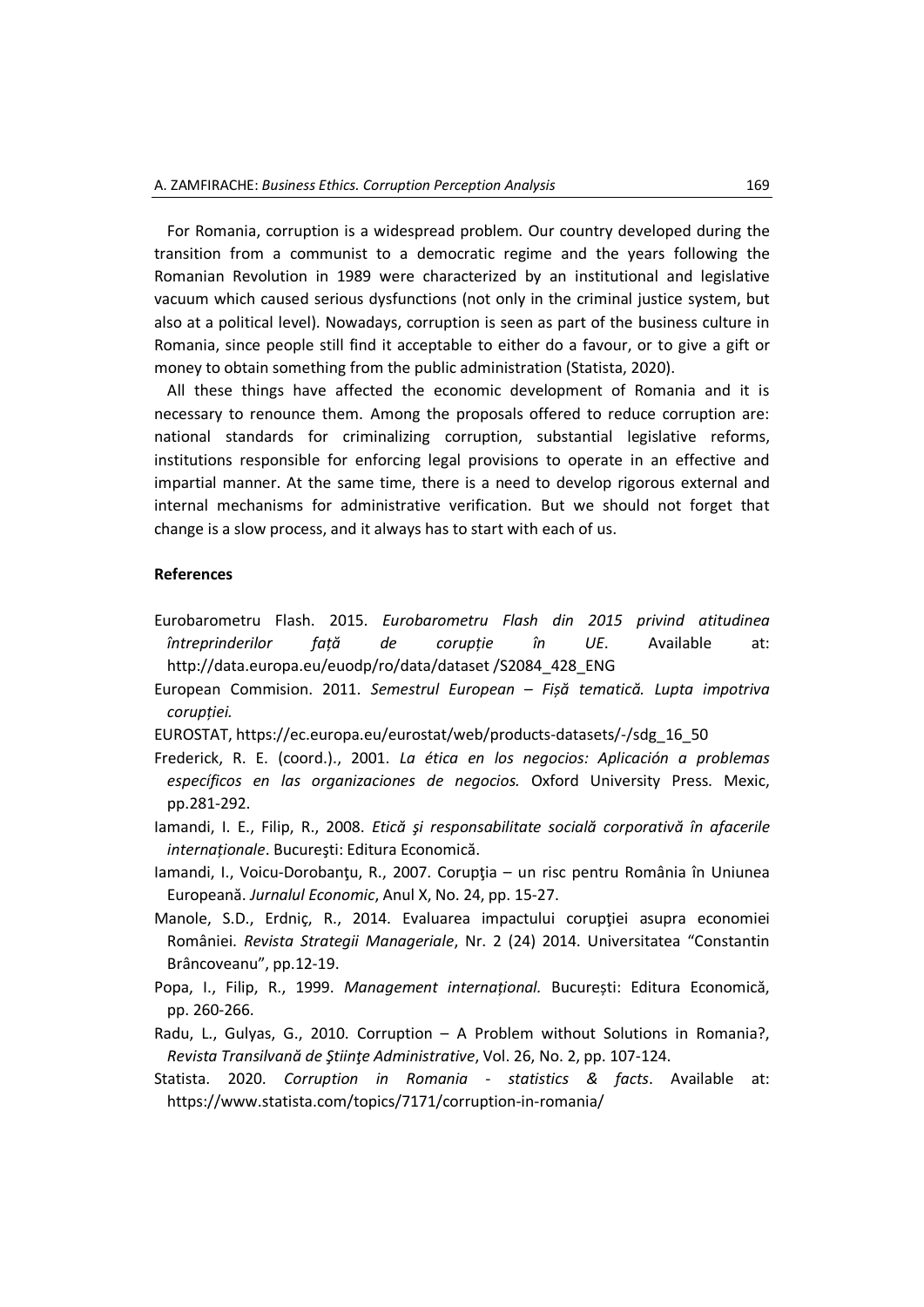For Romania, corruption is a widespread problem. Our country developed during the transition from a communist to a democratic regime and the years following the Romanian Revolution in 1989 were characterized by an institutional and legislative vacuum which caused serious dysfunctions (not only in the criminal justice system, but also at a political level). Nowadays, corruption is seen as part of the business culture in Romania, since people still find it acceptable to either do a favour, or to give a gift or money to obtain something from the public administration (Statista, 2020).

All these things have affected the economic development of Romania and it is necessary to renounce them. Among the proposals offered to reduce corruption are: national standards for criminalizing corruption, substantial legislative reforms, institutions responsible for enforcing legal provisions to operate in an effective and impartial manner. At the same time, there is a need to develop rigorous external and internal mechanisms for administrative verification. But we should not forget that change is a slow process, and it always has to start with each of us.

**References**

Eurobarometru Flash. 2015. *Eurobarometru Flash din 2015 privind atitudinea întreprinderilor față de corupție în UE*. Available at: http://data.europa.eu/euodp/ro/data/dataset /S2084_428_ENG

European Commision. 2011. *Semestrul European – Fișă tematică. Lupta impotriva corupției.*

EUROSTAT, https://ec.europa.eu/eurostat/web/products-datasets/-/sdg_16_50

Frederick, R. E. (coord.)., 2001. *La ética en los negocios: Aplicación a problemas específicos en las organizaciones de negocios.* Oxford University Press. Mexic, pp.281-292.

Iamandi, I. E., Filip, R., 2008. *Etică şi responsabilitate socială corporativă în afacerile internaționale*. Bucureşti: Editura Economică.

Iamandi, I., Voicu-Dorobanţu, R., 2007. Corupţia – un risc pentru România în Uniunea Europeană. *Jurnalul Economic*, Anul X, No. 24, pp. 15-27.

Manole, S.D., Erdniç, R., 2014. Evaluarea impactului corupţiei asupra economiei României. *Revista Strategii Manageriale*, Nr. 2 (24) 2014. Universitatea "Constantin Brâncoveanu", pp.12-19.

Popa, I., Filip, R., 1999. *Management internațional.* București: Editura Economică, pp. 260-266.

Radu, L., Gulyas, G., 2010. Corruption – A Problem without Solutions in Romania?, *Revista Transilvană de Ştiinţe Administrative*, Vol. 26, No. 2, pp. 107-124.

Statista. 2020. *Corruption in Romania - statistics & facts*. Available at: https://www.statista.com/topics/7171/corruption-in-romania/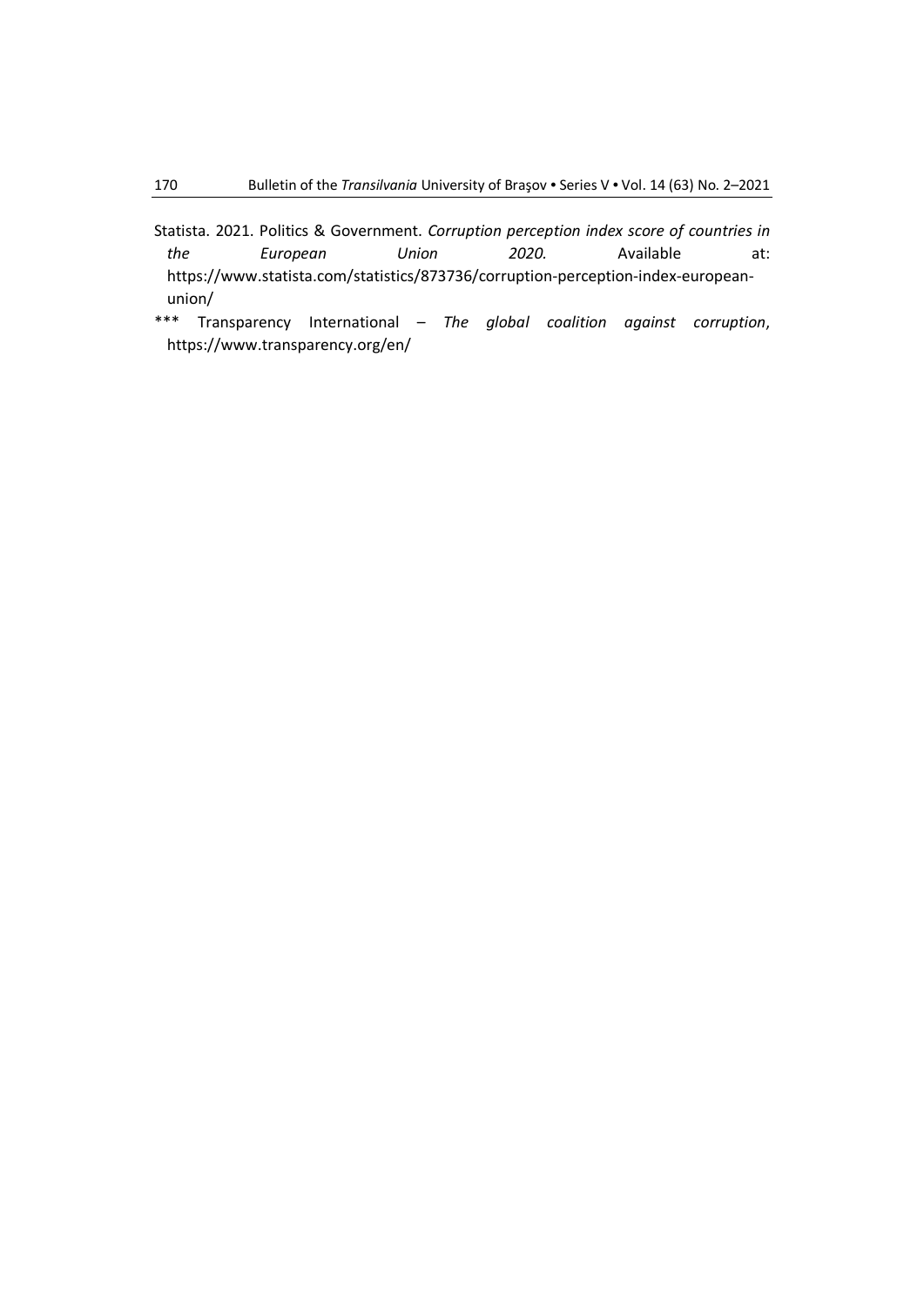Statista. 2021. Politics & Government. *Corruption perception index score of countries in the European Union 2020.* Available at: https://www.statista.com/statistics/873736/corruption-perception-index-european-union/

*** Transparency International – *The global coalition against corruption*, https://www.transparency.org/en/